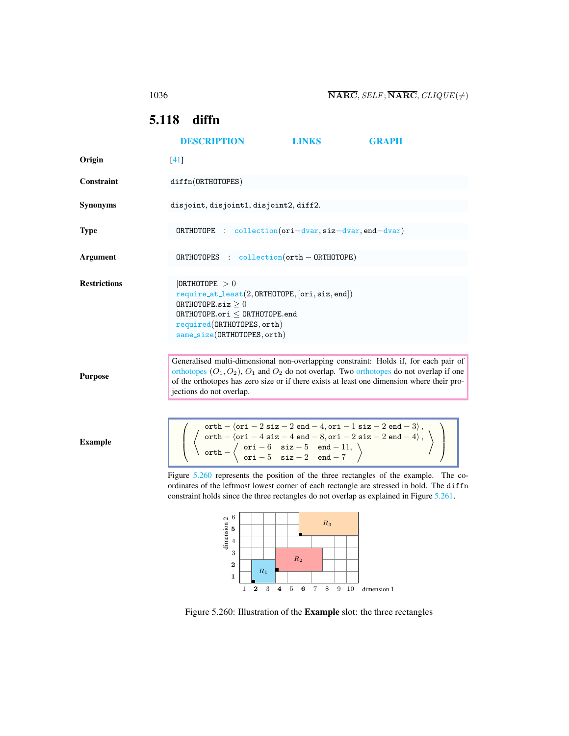## 5.118 diffn

DESCRIPTION LINKS GRAPH

**Origin** [41]

**Constraint** diffn(ORTHOTOPES)

**Synonyms** disjoint, disjoint1, disjoint2, diff2.

**Type** ORTHOTOPE : collection(ori−dvar, siz−dvar, end−dvar)

**Argument** ORTHOTOPES : collection(orth − ORTHOTOPE)

**Restrictions**
|ORTHOTOPE| > 0
require_at_least(2, ORTHOTOPE, [ori, siz, end])
ORTHOTOPE.siz ≥ 0
ORTHOTOPE.ori ≤ ORTHOTOPE.end
required(ORTHOTOPES, orth)
same_size(ORTHOTOPES, orth)

**Purpose**

Generalised multi-dimensional non-overlapping constraint: Holds if, for each pair of orthotopes $(O_1, O_2)$, $O_1$ and $O_2$ do not overlap. Two orthotopes do not overlap if one of the orthotopes has zero size or if there exists at least one dimension where their projections do not overlap.

**Example**

$$\left(\left\langle\begin{array}{l}\text{orth} - \langle \text{ori} - 2\ \text{siz} - 2\ \text{end} - 4, \text{ori} - 1\ \text{siz} - 2\ \text{end} - 3\rangle,\\ \text{orth} - \langle \text{ori} - 4\ \text{siz} - 4\ \text{end} - 8, \text{ori} - 2\ \text{siz} - 2\ \text{end} - 4\rangle,\\ \text{orth} - \left\langle\begin{array}{lll}\text{ori} - 6 & \text{siz} - 5 & \text{end} - 11,\\ \text{ori} - 5 & \text{siz} - 2 & \text{end} - 7\end{array}\right\rangle\end{array}\right\rangle\right)$$

Figure 5.260 represents the position of the three rectangles of the example. The coordinates of the leftmost lowest corner of each rectangle are stressed in bold. The diffn constraint holds since the three rectangles do not overlap as explained in Figure 5.261.

Figure 5.260: Illustration of the **Example** slot: the three rectangles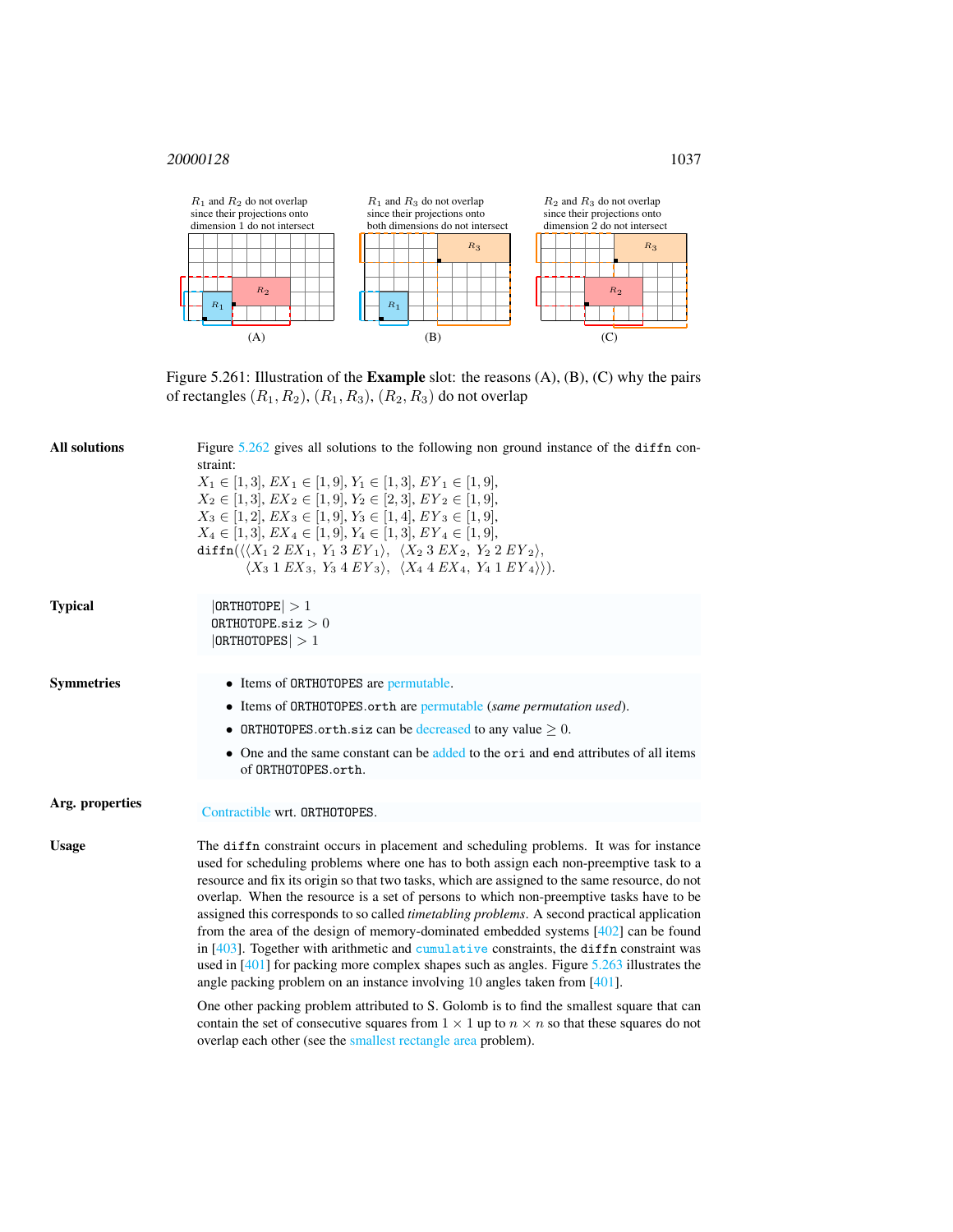$R_1$ and $R_2$ do not overlap since their projections onto dimension 1 do not intersect

$R_1$ and $R_3$ do not overlap since their projections onto both dimensions do not intersect

$R_2$ and $R_3$ do not overlap since their projections onto dimension 2 do not intersect

(A) (B) (C)

Figure 5.261: Illustration of the **Example** slot: the reasons (A), (B), (C) why the pairs of rectangles $(R_1, R_2)$, $(R_1, R_3)$, $(R_2, R_3)$ do not overlap

**All solutions**

Figure 5.262 gives all solutions to the following non ground instance of the `diffn` constraint:
$X_1 \in [1,3]$, $EX_1 \in [1,9]$, $Y_1 \in [1,3]$, $EY_1 \in [1,9]$,
$X_2 \in [1,3]$, $EX_2 \in [1,9]$, $Y_2 \in [2,3]$, $EY_2 \in [1,9]$,
$X_3 \in [1,2]$, $EX_3 \in [1,9]$, $Y_3 \in [1,4]$, $EY_3 \in [1,9]$,
$X_4 \in [1,3]$, $EX_4 \in [1,9]$, $Y_4 \in [1,3]$, $EY_4 \in [1,9]$,
`diffn`$(\langle\langle X_1\ 2\ EX_1,\ Y_1\ 3\ EY_1\rangle,\ \langle X_2\ 3\ EX_2,\ Y_2\ 2\ EY_2\rangle,$
$\langle X_3\ 1\ EX_3,\ Y_3\ 4\ EY_3\rangle,\ \langle X_4\ 4\ EX_4,\ Y_4\ 1\ EY_4\rangle\rangle)$.

**Typical**

$|$ORTHOTOPE$| > 1$
ORTHOTOPE.siz $> 0$
$|$ORTHOTOPES$| > 1$

**Symmetries**

- Items of ORTHOTOPES are permutable.
- Items of ORTHOTOPES.orth are permutable (*same permutation used*).
- ORTHOTOPES.orth.siz can be decreased to any value $\geq 0$.
- One and the same constant can be added to the ori and end attributes of all items of ORTHOTOPES.orth.

**Arg. properties**

Contractible wrt. ORTHOTOPES.

**Usage**

The `diffn` constraint occurs in placement and scheduling problems. It was for instance used for scheduling problems where one has to both assign each non-preemptive task to a resource and fix its origin so that two tasks, which are assigned to the same resource, do not overlap. When the resource is a set of persons to which non-preemptive tasks have to be assigned this corresponds to so called *timetabling problems*. A second practical application from the area of the design of memory-dominated embedded systems [402] can be found in [403]. Together with arithmetic and `cumulative` constraints, the `diffn` constraint was used in [401] for packing more complex shapes such as angles. Figure 5.263 illustrates the angle packing problem on an instance involving 10 angles taken from [401].

One other packing problem attributed to S. Golomb is to find the smallest square that can contain the set of consecutive squares from $1 \times 1$ up to $n \times n$ so that these squares do not overlap each other (see the smallest rectangle area problem).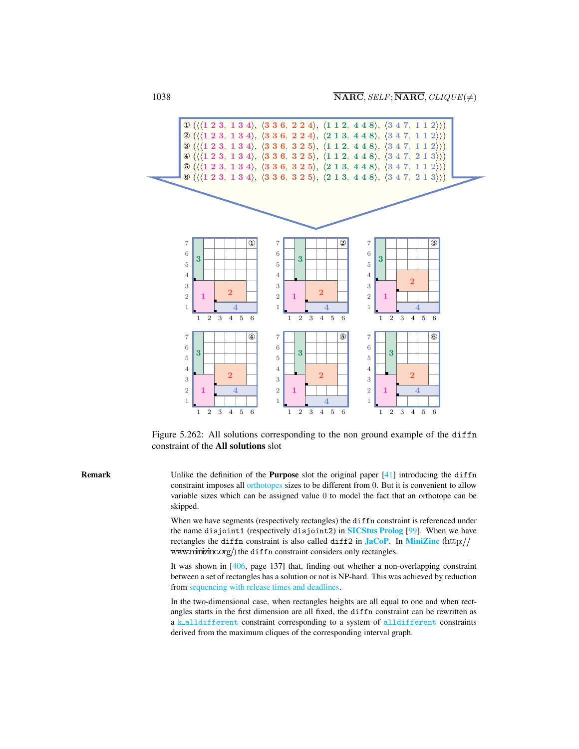① (⟨⟨1 2 3, 1 3 4⟩, ⟨3 3 6, 2 2 4⟩, ⟨1 1 2, 4 4 8⟩, ⟨3 4 7, 1 1 2⟩⟩)
② (⟨⟨1 2 3, 1 3 4⟩, ⟨3 3 6, 2 2 4⟩, ⟨2 1 3, 4 4 8⟩, ⟨3 4 7, 1 1 2⟩⟩)
③ (⟨⟨1 2 3, 1 3 4⟩, ⟨3 3 6, 3 2 5⟩, ⟨1 1 2, 4 4 8⟩, ⟨3 4 7, 1 1 2⟩⟩)
④ (⟨⟨1 2 3, 1 3 4⟩, ⟨3 3 6, 3 2 5⟩, ⟨1 1 2, 4 4 8⟩, ⟨3 4 7, 2 1 3⟩⟩)
⑤ (⟨⟨1 2 3, 1 3 4⟩, ⟨3 3 6, 3 2 5⟩, ⟨2 1 3, 4 4 8⟩, ⟨3 4 7, 1 1 2⟩⟩)
⑥ (⟨⟨1 2 3, 1 3 4⟩, ⟨3 3 6, 3 2 5⟩, ⟨2 1 3, 4 4 8⟩, ⟨3 4 7, 2 1 3⟩⟩)

Figure 5.262: All solutions corresponding to the non ground example of the `diffn` constraint of the **All solutions** slot

**Remark**

Unlike the definition of the **Purpose** slot the original paper [41] introducing the `diffn` constraint imposes all orthotopes sizes to be different from 0. But it is convenient to allow variable sizes which can be assigned value 0 to model the fact that an orthotope can be skipped.

When we have segments (respectively rectangles) the `diffn` constraint is referenced under the name `disjoint1` (respectively `disjoint2`) in **SICStus Prolog** [99]. When we have rectangles the `diffn` constraint is also called `diff2` in **JaCoP**. In **MiniZinc** (http://www.minizinc.org/) the `diffn` constraint considers only rectangles.

It was shown in [406, page 137] that, finding out whether a non-overlapping constraint between a set of rectangles has a solution or not is NP-hard. This was achieved by reduction from sequencing with release times and deadlines.

In the two-dimensional case, when rectangles heights are all equal to one and when rectangles starts in the first dimension are all fixed, the `diffn` constraint can be rewritten as a `k_alldifferent` constraint corresponding to a system of `alldifferent` constraints derived from the maximum cliques of the corresponding interval graph.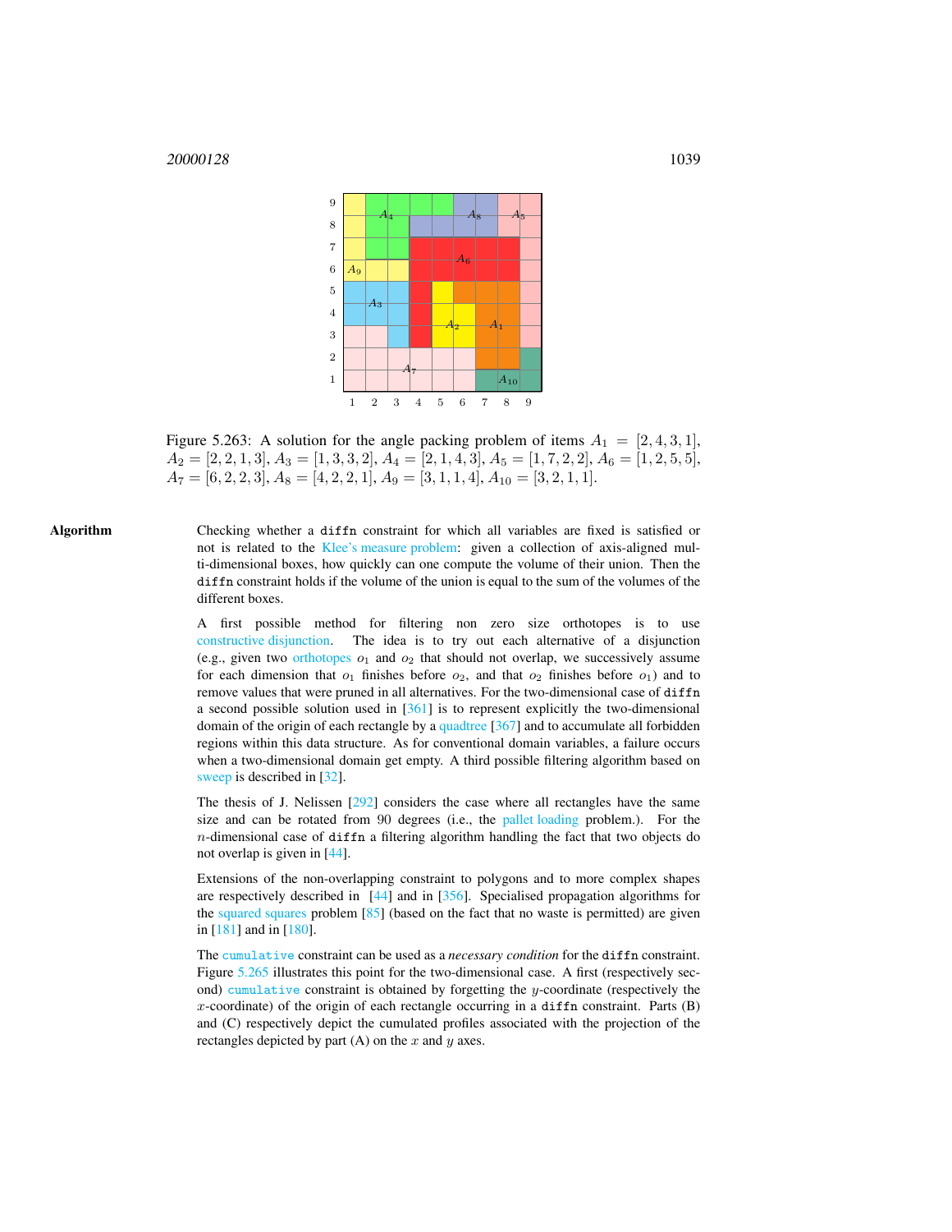Figure 5.263: A solution for the angle packing problem of items $A_1 = [2,4,3,1]$, $A_2 = [2,2,1,3]$, $A_3 = [1,3,3,2]$, $A_4 = [2,1,4,3]$, $A_5 = [1,7,2,2]$, $A_6 = [1,2,5,5]$, $A_7 = [6,2,2,3]$, $A_8 = [4,2,2,1]$, $A_9 = [3,1,1,4]$, $A_{10} = [3,2,1,1]$.

**Algorithm**

Checking whether a `diffn` constraint for which all variables are fixed is satisfied or not is related to the Klee's measure problem: given a collection of axis-aligned multi-dimensional boxes, how quickly can one compute the volume of their union. Then the `diffn` constraint holds if the volume of the union is equal to the sum of the volumes of the different boxes.

A first possible method for filtering non zero size orthotopes is to use constructive disjunction. The idea is to try out each alternative of a disjunction (e.g., given two orthotopes $o_1$ and $o_2$ that should not overlap, we successively assume for each dimension that $o_1$ finishes before $o_2$, and that $o_2$ finishes before $o_1$) and to remove values that were pruned in all alternatives. For the two-dimensional case of `diffn` a second possible solution used in [361] is to represent explicitly the two-dimensional domain of the origin of each rectangle by a quadtree [367] and to accumulate all forbidden regions within this data structure. As for conventional domain variables, a failure occurs when a two-dimensional domain get empty. A third possible filtering algorithm based on sweep is described in [32].

The thesis of J. Nelissen [292] considers the case where all rectangles have the same size and can be rotated from 90 degrees (i.e., the pallet loading problem.). For the $n$-dimensional case of `diffn` a filtering algorithm handling the fact that two objects do not overlap is given in [44].

Extensions of the non-overlapping constraint to polygons and to more complex shapes are respectively described in [44] and in [356]. Specialised propagation algorithms for the squared squares problem [85] (based on the fact that no waste is permitted) are given in [181] and in [180].

The `cumulative` constraint can be used as a *necessary condition* for the `diffn` constraint. Figure 5.265 illustrates this point for the two-dimensional case. A first (respectively second) `cumulative` constraint is obtained by forgetting the $y$-coordinate (respectively the $x$-coordinate) of the origin of each rectangle occurring in a `diffn` constraint. Parts (B) and (C) respectively depict the cumulated profiles associated with the projection of the rectangles depicted by part (A) on the $x$ and $y$ axes.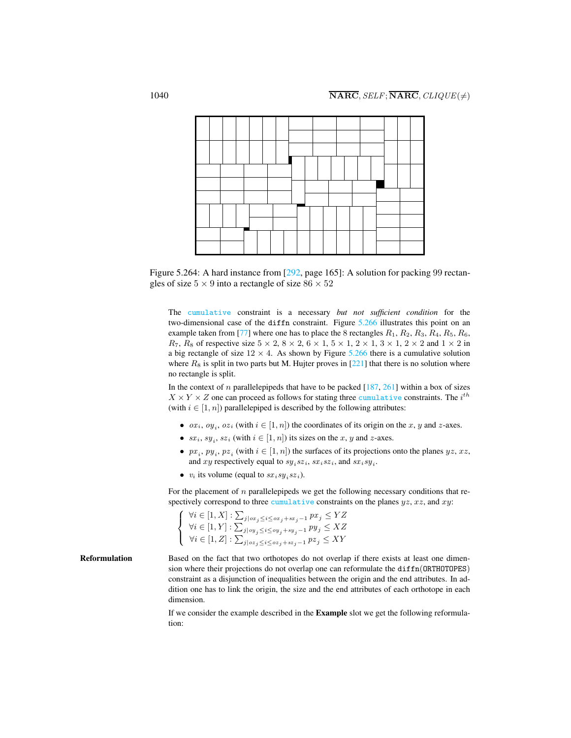Figure 5.264: A hard instance from [292, page 165]: A solution for packing 99 rectangles of size $5 \times 9$ into a rectangle of size $86 \times 52$

The cumulative constraint is a necessary *but not sufficient condition* for the two-dimensional case of the diffn constraint. Figure 5.266 illustrates this point on an example taken from [77] where one has to place the 8 rectangles $R_1$, $R_2$, $R_3$, $R_4$, $R_5$, $R_6$, $R_7$, $R_8$ of respective size $5 \times 2$, $8 \times 2$, $6 \times 1$, $5 \times 1$, $2 \times 1$, $3 \times 1$, $2 \times 2$ and $1 \times 2$ in a big rectangle of size $12 \times 4$. As shown by Figure 5.266 there is a cumulative solution where $R_8$ is split in two parts but M. Hujter proves in [221] that there is no solution where no rectangle is split.

In the context of $n$ parallelepipeds that have to be packed [187, 261] within a box of sizes $X \times Y \times Z$ one can proceed as follows for stating three cumulative constraints. The $i^{th}$ (with $i \in [1, n]$) parallelepiped is described by the following attributes:

- $ox_i$, $oy_i$, $oz_i$ (with $i \in [1, n]$) the coordinates of its origin on the $x$, $y$ and $z$-axes.
- $sx_i$, $sy_i$, $sz_i$ (with $i \in [1, n]$) its sizes on the $x$, $y$ and $z$-axes.
- $px_i$, $py_i$, $pz_i$ (with $i \in [1, n]$) the surfaces of its projections onto the planes $yz$, $xz$, and $xy$ respectively equal to $sy_i sz_i$, $sx_i sz_i$, and $sx_i sy_i$.
- $v_i$ its volume (equal to $sx_i sy_i sz_i$).

For the placement of $n$ parallelepipeds we get the following necessary conditions that respectively correspond to three cumulative constraints on the planes $yz$, $xz$, and $xy$:

$$
\left\{
\begin{array}{l}
\forall i \in [1, X] : \sum_{j | ox_j \leq i \leq ox_j + sx_j - 1} px_j \leq YZ \\
\forall i \in [1, Y] : \sum_{j | oy_j \leq i \leq oy_j + sy_j - 1} py_j \leq XZ \\
\forall i \in [1, Z] : \sum_{j | oz_j \leq i \leq oz_j + sz_j - 1} pz_j \leq XY
\end{array}
\right.
$$

**Reformulation** Based on the fact that two orthotopes do not overlap if there exists at least one dimension where their projections do not overlap one can reformulate the diffn(ORTHOTOPES) constraint as a disjunction of inequalities between the origin and the end attributes. In addition one has to link the origin, the size and the end attributes of each orthotope in each dimension.

If we consider the example described in the **Example** slot we get the following reformulation: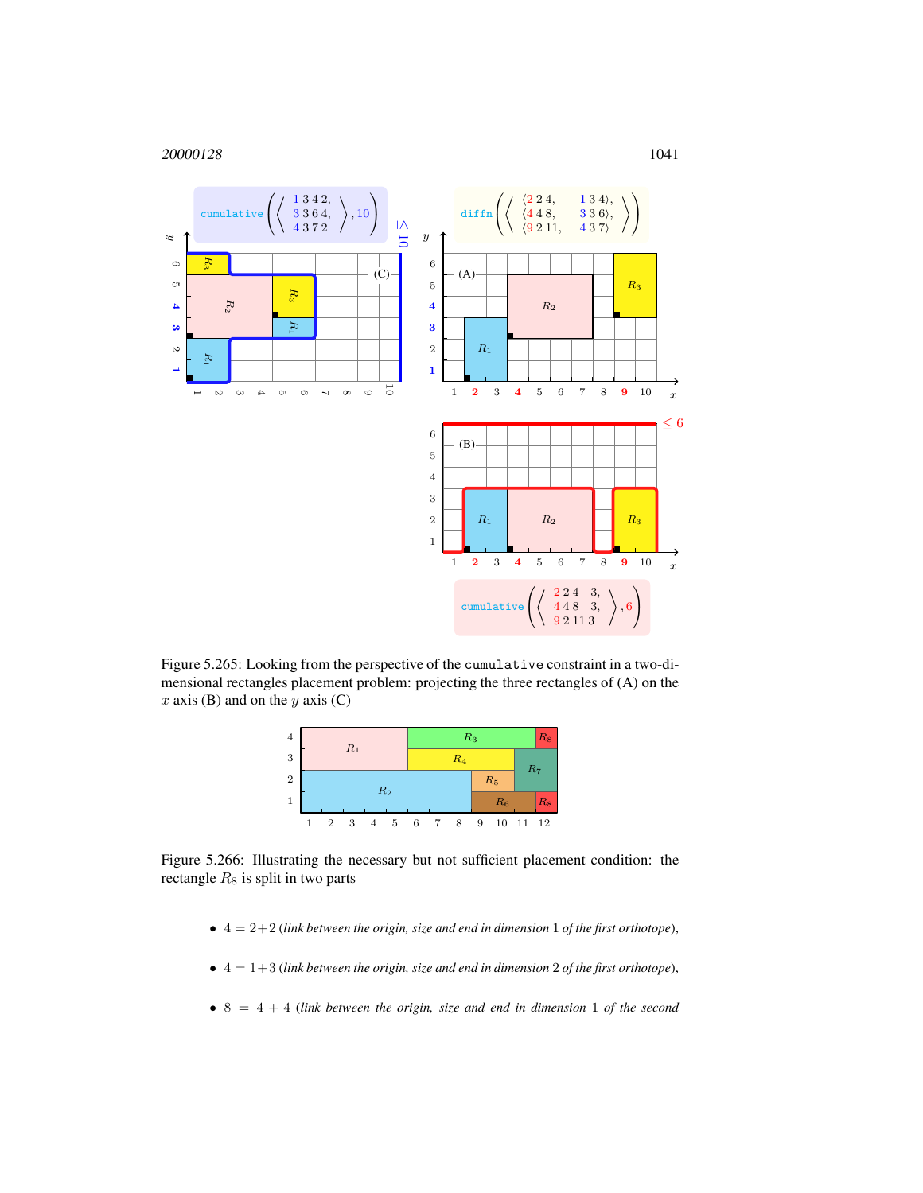Figure 5.265: Looking from the perspective of the cumulative constraint in a two-dimensional rectangles placement problem: projecting the three rectangles of (A) on the $x$ axis (B) and on the $y$ axis (C)

Figure 5.266: Illustrating the necessary but not sufficient placement condition: the rectangle $R_8$ is split in two parts

- $4 = 2+2$ (*link between the origin, size and end in dimension* 1 *of the first orthotope*),
- $4 = 1+3$ (*link between the origin, size and end in dimension* 2 *of the first orthotope*),
- $8 = 4+4$ (*link between the origin, size and end in dimension* 1 *of the second*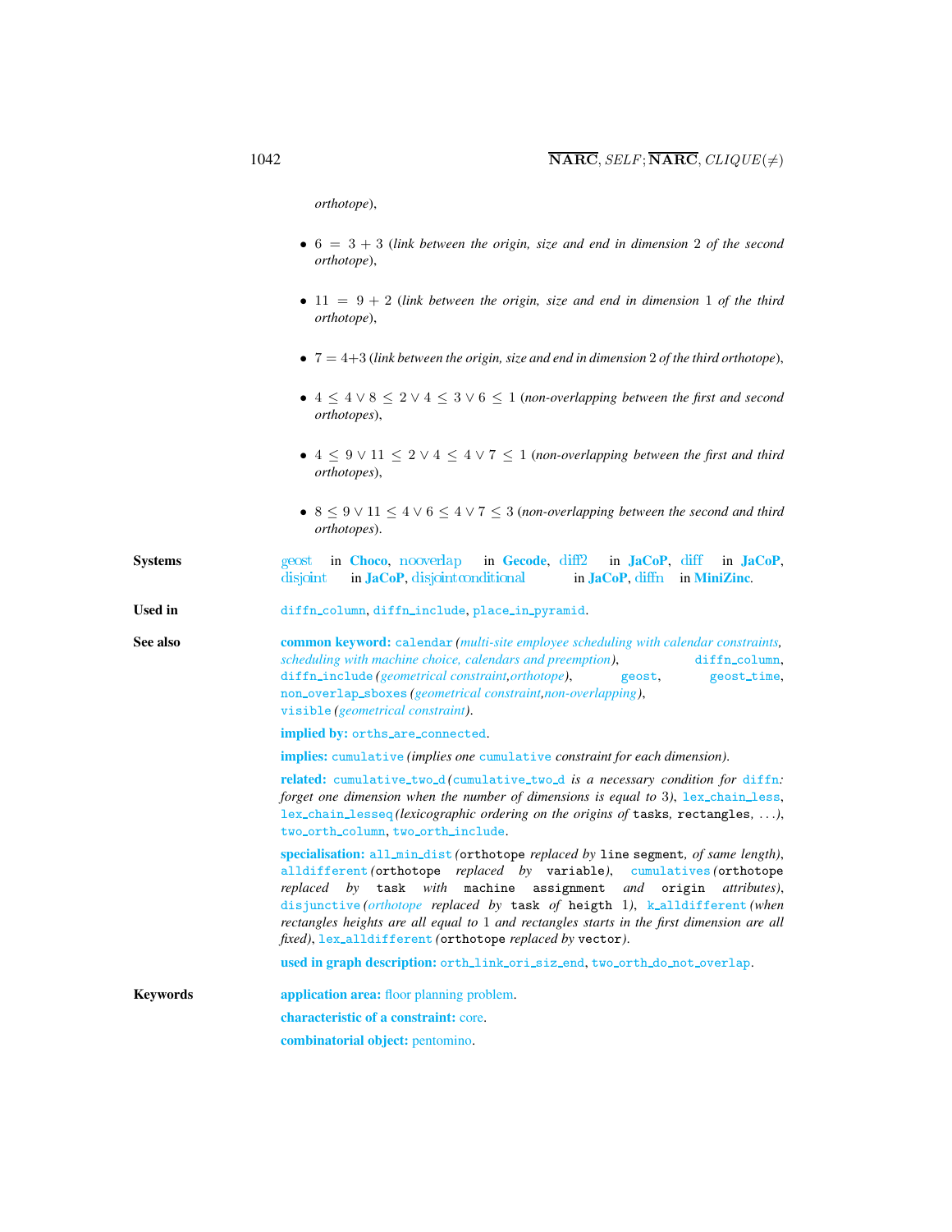*orthotope*),

- $6 = 3 + 3$ (*link between the origin, size and end in dimension* 2 *of the second orthotope*),
- $11 = 9 + 2$ (*link between the origin, size and end in dimension* 1 *of the third orthotope*),
- $7 = 4+3$ (*link between the origin, size and end in dimension* 2 *of the third orthotope*),
- $4 \leq 4 \vee 8 \leq 2 \vee 4 \leq 3 \vee 6 \leq 1$ (*non-overlapping between the first and second orthotopes*),
- $4 \leq 9 \vee 11 \leq 2 \vee 4 \leq 4 \vee 7 \leq 1$ (*non-overlapping between the first and third orthotopes*),
- $8 \leq 9 \vee 11 \leq 4 \vee 6 \leq 4 \vee 7 \leq 3$ (*non-overlapping between the second and third orthotopes*).

**Systems** geost in **Choco**, nooverlap in **Gecode**, diff2 in **JaCoP**, diff in **JaCoP**, disjoint in **JaCoP**, disjointconditional in **JaCoP**, diffn in **MiniZinc**.

**Used in** diffn_column, diffn_include, place_in_pyramid.

**See also**

**common keyword:** calendar *(multi-site employee scheduling with calendar constraints, scheduling with machine choice, calendars and preemption)*, diffn_column, diffn_include *(geometrical constraint,orthotope)*, geost, geost_time, non_overlap_sboxes *(geometrical constraint,non-overlapping)*, visible *(geometrical constraint)*.

**implied by:** orths_are_connected.

**implies:** cumulative *(implies one* cumulative *constraint for each dimension)*.

**related:** cumulative_two_d *(*cumulative_two_d *is a necessary condition for* diffn*: forget one dimension when the number of dimensions is equal to* 3*)*, lex_chain_less, lex_chain_lesseq *(lexicographic ordering on the origins of* tasks, rectangles, *...)*, two_orth_column, two_orth_include.

**specialisation:** all_min_dist *(*orthotope *replaced by* line segment*, of same length)*, alldifferent *(*orthotope *replaced by* variable*)*, cumulatives *(*orthotope *replaced by* task *with* machine assignment *and* origin *attributes)*, disjunctive *(orthotope replaced by* task *of* heigth 1*)*, k_alldifferent *(when rectangles heights are all equal to* 1 *and rectangles starts in the first dimension are all fixed)*, lex_alldifferent *(*orthotope *replaced by* vector*)*.

**used in graph description:** orth_link_ori_siz_end, two_orth_do_not_overlap.

**Keywords**

**application area:** floor planning problem.

**characteristic of a constraint:** core.

**combinatorial object:** pentomino.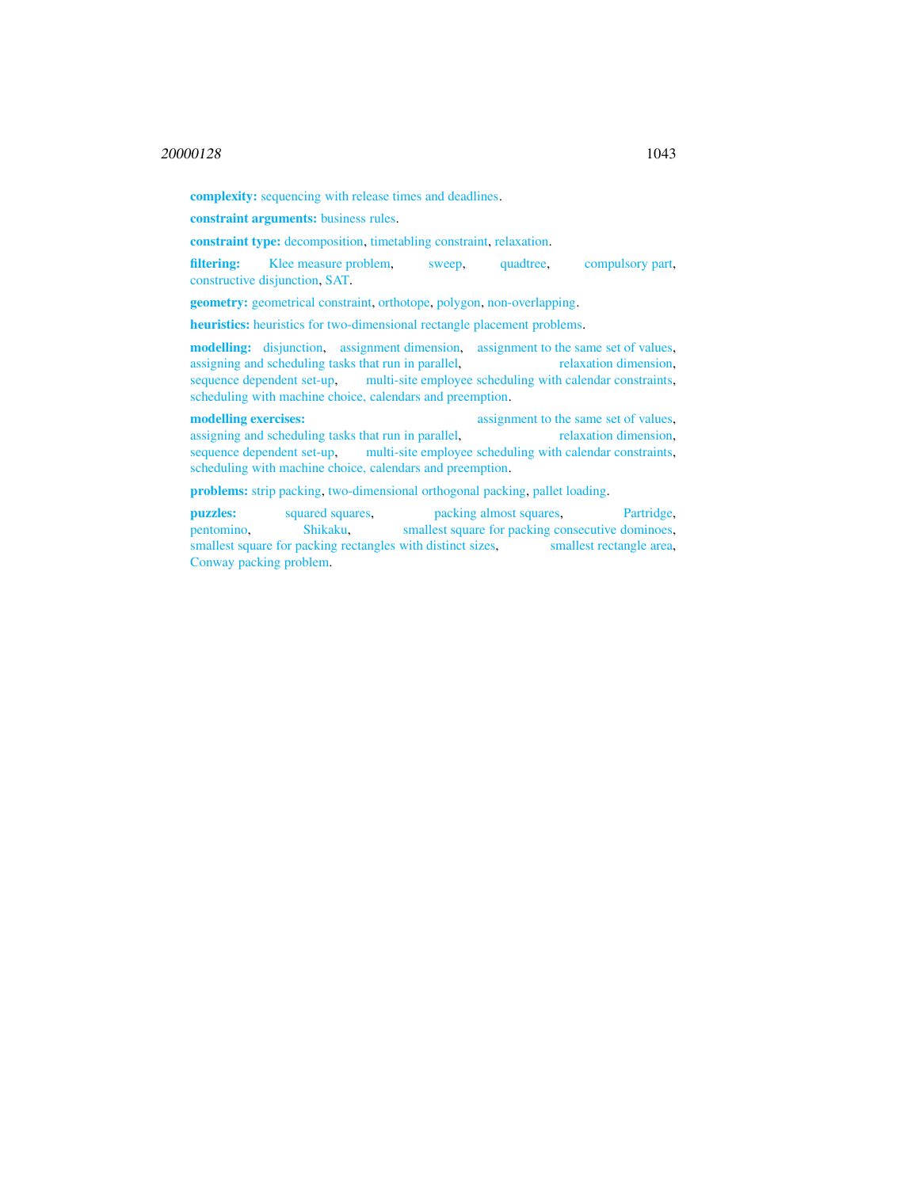**complexity:** sequencing with release times and deadlines.

**constraint arguments:** business rules.

**constraint type:** decomposition, timetabling constraint, relaxation.

**filtering:** Klee measure problem, sweep, quadtree, compulsory part, constructive disjunction, SAT.

**geometry:** geometrical constraint, orthotope, polygon, non-overlapping.

**heuristics:** heuristics for two-dimensional rectangle placement problems.

**modelling:** disjunction, assignment dimension, assignment to the same set of values, assigning and scheduling tasks that run in parallel, relaxation dimension, sequence dependent set-up, multi-site employee scheduling with calendar constraints, scheduling with machine choice, calendars and preemption.

**modelling exercises:** assignment to the same set of values, assigning and scheduling tasks that run in parallel, relaxation dimension, sequence dependent set-up, multi-site employee scheduling with calendar constraints, scheduling with machine choice, calendars and preemption.

**problems:** strip packing, two-dimensional orthogonal packing, pallet loading.

**puzzles:** squared squares, packing almost squares, Partridge, pentomino, Shikaku, smallest square for packing consecutive dominoes, smallest square for packing rectangles with distinct sizes, smallest rectangle area, Conway packing problem.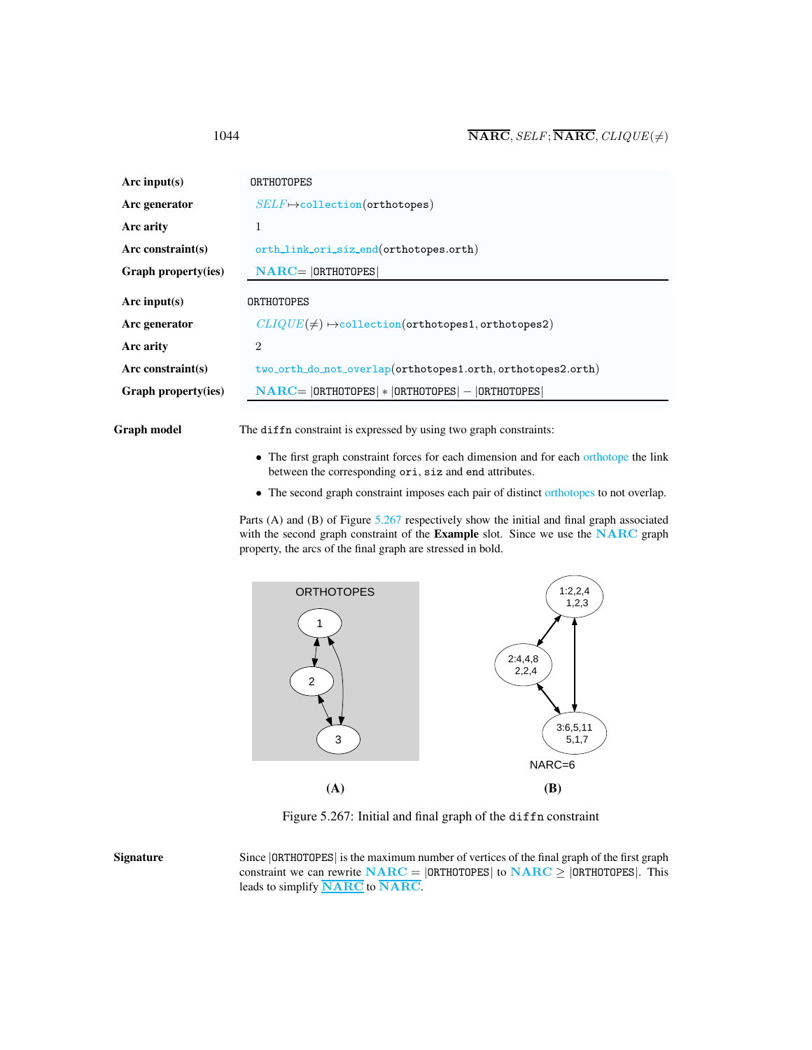| | |
|---|---|
| **Arc input(s)** | ORTHOTOPES |
| **Arc generator** | *SELF* ↦ collection(orthotopes) |
| **Arc arity** | 1 |
| **Arc constraint(s)** | orth_link_ori_siz_end(orthotopes.orth) |
| **Graph property(ies)** | **NARC**= \|ORTHOTOPES\| |

| | |
|---|---|
| **Arc input(s)** | ORTHOTOPES |
| **Arc generator** | *CLIQUE*(≠) ↦ collection(orthotopes1, orthotopes2) |
| **Arc arity** | 2 |
| **Arc constraint(s)** | two_orth_do_not_overlap(orthotopes1.orth, orthotopes2.orth) |
| **Graph property(ies)** | **NARC**= \|ORTHOTOPES\| ∗ \|ORTHOTOPES\| − \|ORTHOTOPES\| |

**Graph model** The diffn constraint is expressed by using two graph constraints:

- The first graph constraint forces for each dimension and for each orthotope the link between the corresponding ori, siz and end attributes.
- The second graph constraint imposes each pair of distinct orthotopes to not overlap.

Parts (A) and (B) of Figure 5.267 respectively show the initial and final graph associated with the second graph constraint of the **Example** slot. Since we use the **NARC** graph property, the arcs of the final graph are stressed in bold.

(A) (B)

Figure 5.267: Initial and final graph of the diffn constraint

**Signature** Since |ORTHOTOPES| is the maximum number of vertices of the final graph of the first graph constraint we can rewrite **NARC** = |ORTHOTOPES| to **NARC** ≥ |ORTHOTOPES|. This leads to simplify $\underline{\overline{\textbf{NARC}}}$ to $\overline{\textbf{NARC}}$.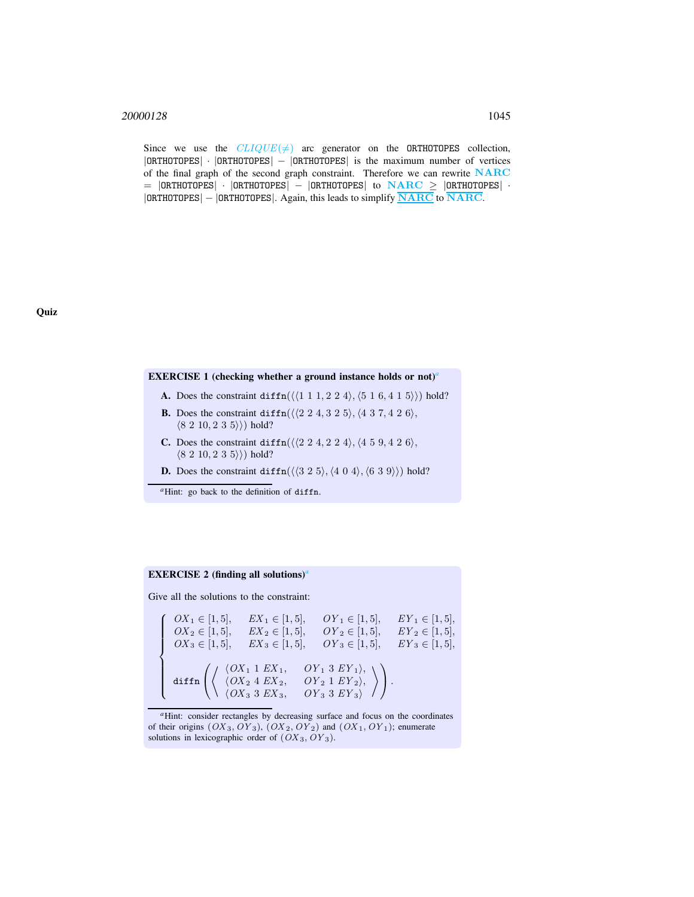Since we use the $CLIQUE(\neq)$ arc generator on the ORTHOTOPES collection, |ORTHOTOPES| · |ORTHOTOPES| − |ORTHOTOPES| is the maximum number of vertices of the final graph of the second graph constraint. Therefore we can rewrite **NARC** = |ORTHOTOPES| · |ORTHOTOPES| − |ORTHOTOPES| to **NARC** ≥ |ORTHOTOPES| · |ORTHOTOPES| − |ORTHOTOPES|. Again, this leads to simplify $\underline{\overline{\mathbf{NARC}}}$ to $\overline{\mathbf{NARC}}$.

## Quiz

**EXERCISE 1 (checking whether a ground instance holds or not)**[a]

**A.** Does the constraint diffn($\langle\langle 1\ 1\ 1, 2\ 2\ 4\rangle, \langle 5\ 1\ 6, 4\ 1\ 5\rangle\rangle$) hold?

**B.** Does the constraint diffn($\langle\langle 2\ 2\ 4, 3\ 2\ 5\rangle, \langle 4\ 3\ 7, 4\ 2\ 6\rangle, \langle 8\ 2\ 10, 2\ 3\ 5\rangle\rangle$) hold?

**C.** Does the constraint diffn($\langle\langle 2\ 2\ 4, 2\ 2\ 4\rangle, \langle 4\ 5\ 9, 4\ 2\ 6\rangle, \langle 8\ 2\ 10, 2\ 3\ 5\rangle\rangle$) hold?

**D.** Does the constraint diffn($\langle\langle 3\ 2\ 5\rangle, \langle 4\ 0\ 4\rangle, \langle 6\ 3\ 9\rangle\rangle$) hold?

[a] Hint: go back to the definition of diffn.

**EXERCISE 2 (finding all solutions)**[a]

Give all the solutions to the constraint:

$$
\left\{
\begin{array}{llll}
OX_1 \in [1,5], & EX_1 \in [1,5], & OY_1 \in [1,5], & EY_1 \in [1,5], \\
OX_2 \in [1,5], & EX_2 \in [1,5], & OY_2 \in [1,5], & EY_2 \in [1,5], \\
OX_3 \in [1,5], & EX_3 \in [1,5], & OY_3 \in [1,5], & EY_3 \in [1,5], \\
\\
\texttt{diffn}\left(\left\langle \begin{array}{ll} \langle OX_1\ 1\ EX_1, & OY_1\ 3\ EY_1\rangle, \\ \langle OX_2\ 4\ EX_2, & OY_2\ 1\ EY_2\rangle, \\ \langle OX_3\ 3\ EX_3, & OY_3\ 3\ EY_3\rangle \end{array} \right\rangle\right). & & &
\end{array}
\right.
$$

[a] Hint: consider rectangles by decreasing surface and focus on the coordinates of their origins $(OX_3, OY_3)$, $(OX_2, OY_2)$ and $(OX_1, OY_1)$; enumerate solutions in lexicographic order of $(OX_3, OY_3)$.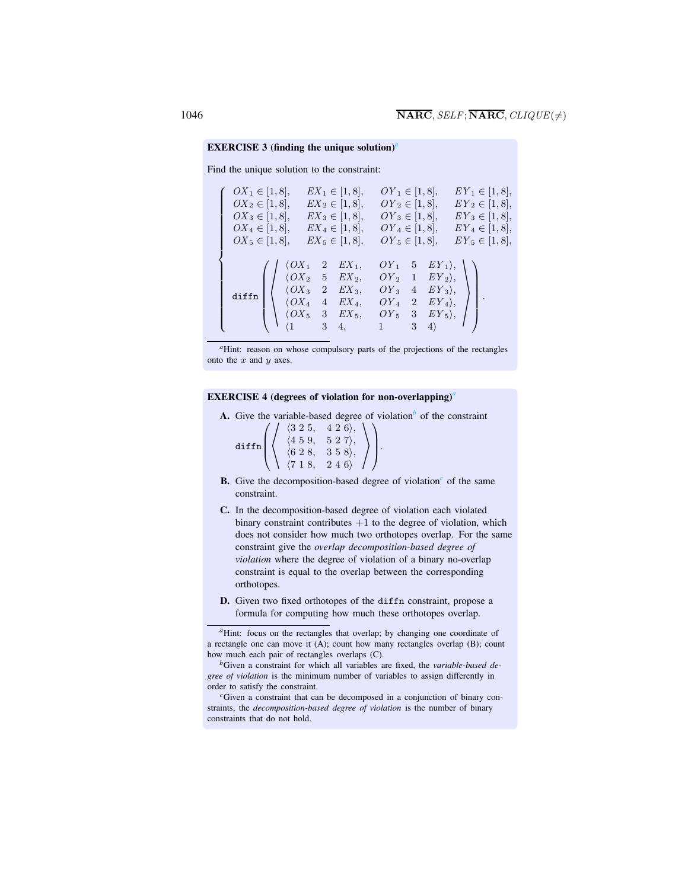**EXERCISE 3 (finding the unique solution)**[a]

Find the unique solution to the constraint:

$$\left\{\begin{array}{llll}
OX_1 \in [1,8], & EX_1 \in [1,8], & OY_1 \in [1,8], & EY_1 \in [1,8],\\
OX_2 \in [1,8], & EX_2 \in [1,8], & OY_2 \in [1,8], & EY_2 \in [1,8],\\
OX_3 \in [1,8], & EX_3 \in [1,8], & OY_3 \in [1,8], & EY_3 \in [1,8],\\
OX_4 \in [1,8], & EX_4 \in [1,8], & OY_4 \in [1,8], & EY_4 \in [1,8],\\
OX_5 \in [1,8], & EX_5 \in [1,8], & OY_5 \in [1,8], & EY_5 \in [1,8],\\
\\
\multicolumn{4}{l}{\texttt{diffn}\left(\left\langle\begin{array}{llllll}
\langle OX_1 & 2 & EX_1, & OY_1 & 5 & EY_1\rangle,\\
\langle OX_2 & 5 & EX_2, & OY_2 & 1 & EY_2\rangle,\\
\langle OX_3 & 2 & EX_3, & OY_3 & 4 & EY_3\rangle,\\
\langle OX_4 & 4 & EX_4, & OY_4 & 2 & EY_4\rangle,\\
\langle OX_5 & 3 & EX_5, & OY_5 & 3 & EY_5\rangle,\\
\langle 1 & 3 & 4, & 1 & 3 & 4\rangle
\end{array}\right\rangle\right).}
\end{array}\right.$$

[a]Hint: reason on whose compulsory parts of the projections of the rectangles onto the $x$ and $y$ axes.

**EXERCISE 4 (degrees of violation for non-overlapping)**[a]

**A.** Give the variable-based degree of violation[b] of the constraint
$$\texttt{diffn}\left(\left\langle\begin{array}{l}
\langle 3\ 2\ 5,\quad 4\ 2\ 6\rangle,\\
\langle 4\ 5\ 9,\quad 5\ 2\ 7\rangle,\\
\langle 6\ 2\ 8,\quad 3\ 5\ 8\rangle,\\
\langle 7\ 1\ 8,\quad 2\ 4\ 6\rangle
\end{array}\right\rangle\right).$$

**B.** Give the decomposition-based degree of violation[c] of the same constraint.

**C.** In the decomposition-based degree of violation each violated binary constraint contributes $+1$ to the degree of violation, which does not consider how much two orthotopes overlap. For the same constraint give the *overlap decomposition-based degree of violation* where the degree of violation of a binary no-overlap constraint is equal to the overlap between the corresponding orthotopes.

**D.** Given two fixed orthotopes of the `diffn` constraint, propose a formula for computing how much these orthotopes overlap.

[a]Hint: focus on the rectangles that overlap; by changing one coordinate of a rectangle one can move it (A); count how many rectangles overlap (B); count how much each pair of rectangles overlaps (C).

[b]Given a constraint for which all variables are fixed, the *variable-based degree of violation* is the minimum number of variables to assign differently in order to satisfy the constraint.

[c]Given a constraint that can be decomposed in a conjunction of binary constraints, the *decomposition-based degree of violation* is the number of binary constraints that do not hold.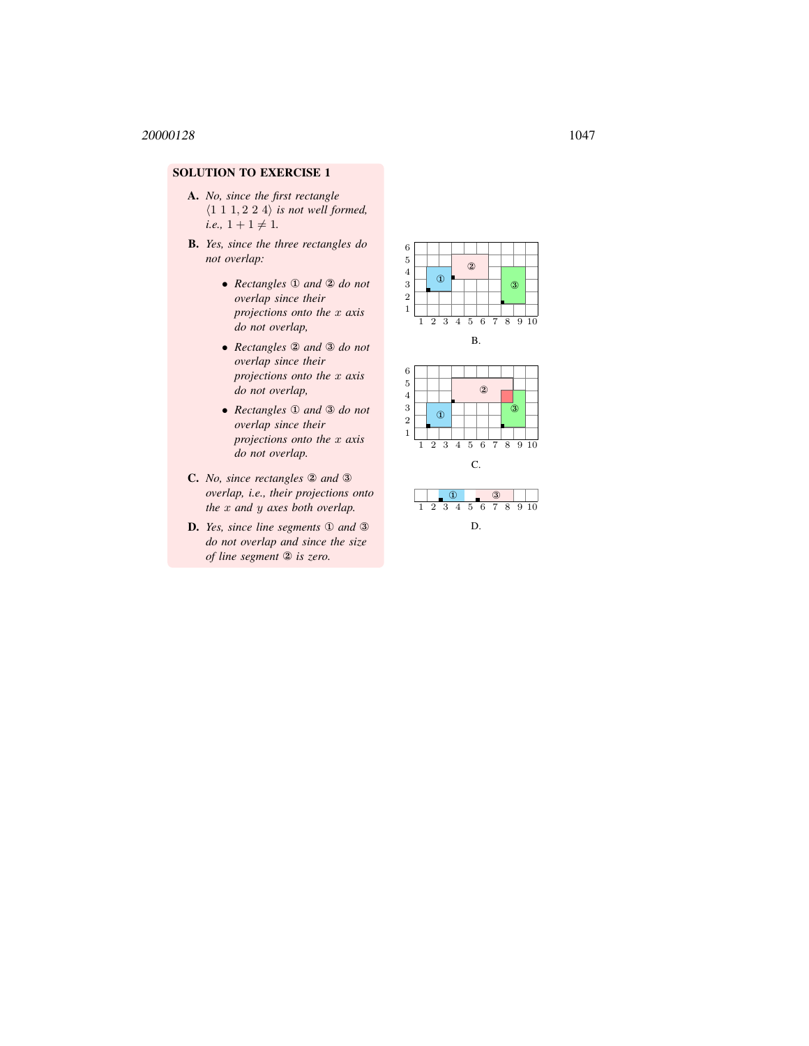**SOLUTION TO EXERCISE 1**

**A.** *No, since the first rectangle* $\langle 1\ 1\ 1, 2\ 2\ 4\rangle$ *is not well formed, i.e.,* $1 + 1 \neq 1$.

**B.** *Yes, since the three rectangles do not overlap:*

- *Rectangles ① and ② do not overlap since their projections onto the* $x$ *axis do not overlap,*
- *Rectangles ② and ③ do not overlap since their projections onto the* $x$ *axis do not overlap,*
- *Rectangles ① and ③ do not overlap since their projections onto the* $x$ *axis do not overlap.*

**C.** *No, since rectangles ② and ③ overlap, i.e., their projections onto the* $x$ *and* $y$ *axes both overlap.*

**D.** *Yes, since line segments ① and ③ do not overlap and since the size of line segment ② is zero.*

B.

C.

D.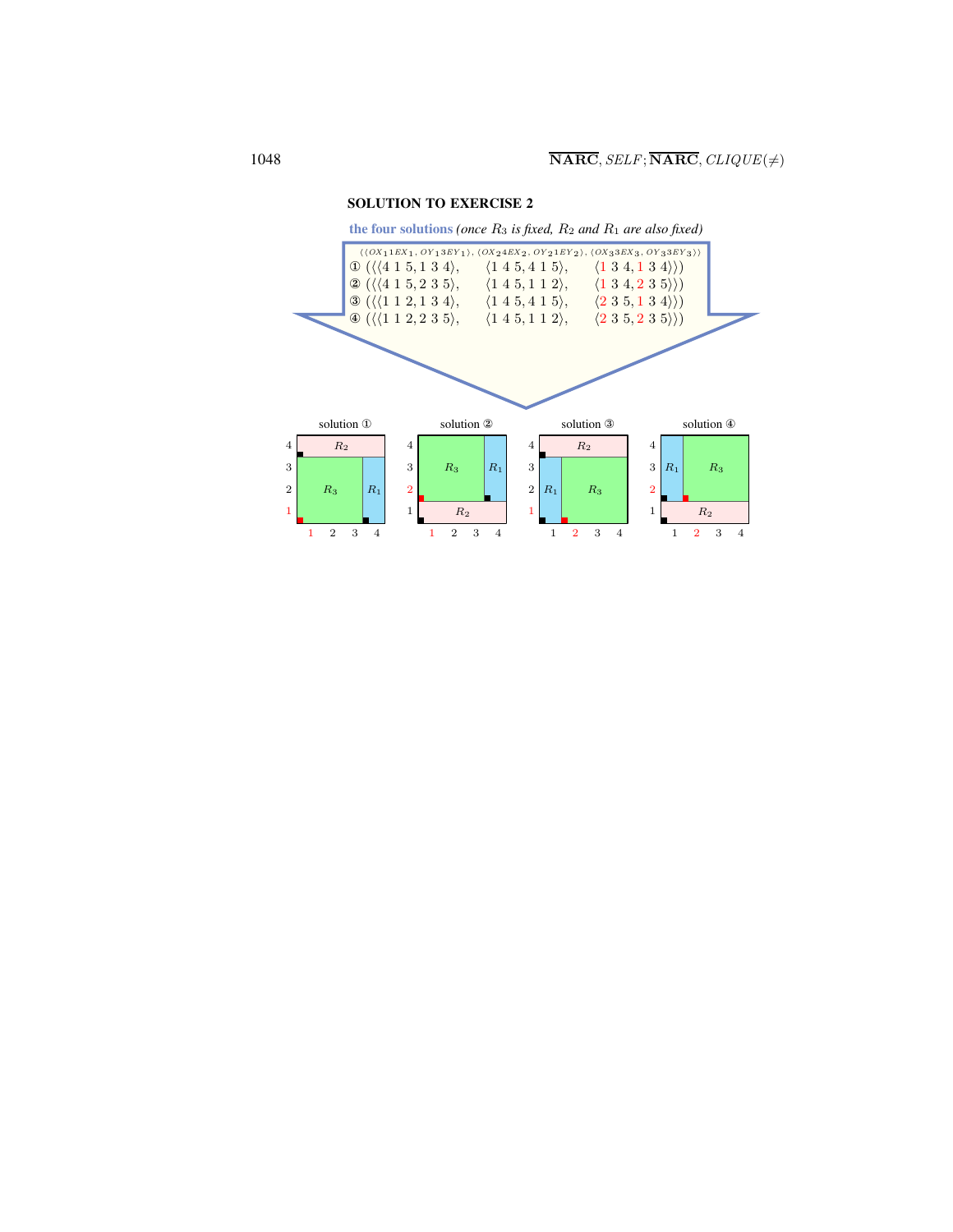### SOLUTION TO EXERCISE 2

**the four solutions** *(once $R_3$ is fixed, $R_2$ and $R_1$ are also fixed)*

$\langle\langle OX_1 1 EX_1,\ OY_1 3 EY_1\rangle,\ \langle OX_2 4 EX_2,\ OY_2 1 EY_2\rangle,\ \langle OX_3 3 EX_3,\ OY_3 3 EY_3\rangle\rangle$

① $(\langle\langle 4\ 1\ 5, 1\ 3\ 4\rangle,\quad \langle 1\ 4\ 5, 4\ 1\ 5\rangle,\quad \langle 1\ 3\ 4, 1\ 3\ 4\rangle\rangle)$

② $(\langle\langle 4\ 1\ 5, 2\ 3\ 5\rangle,\quad \langle 1\ 4\ 5, 1\ 1\ 2\rangle,\quad \langle 1\ 3\ 4, 2\ 3\ 5\rangle\rangle)$

③ $(\langle\langle 1\ 1\ 2, 1\ 3\ 4\rangle,\quad \langle 1\ 4\ 5, 4\ 1\ 5\rangle,\quad \langle 2\ 3\ 5, 1\ 3\ 4\rangle\rangle)$

④ $(\langle\langle 1\ 1\ 2, 2\ 3\ 5\rangle,\quad \langle 1\ 4\ 5, 1\ 1\ 2\rangle,\quad \langle 2\ 3\ 5, 2\ 3\ 5\rangle\rangle)$

solution ① solution ② solution ③ solution ④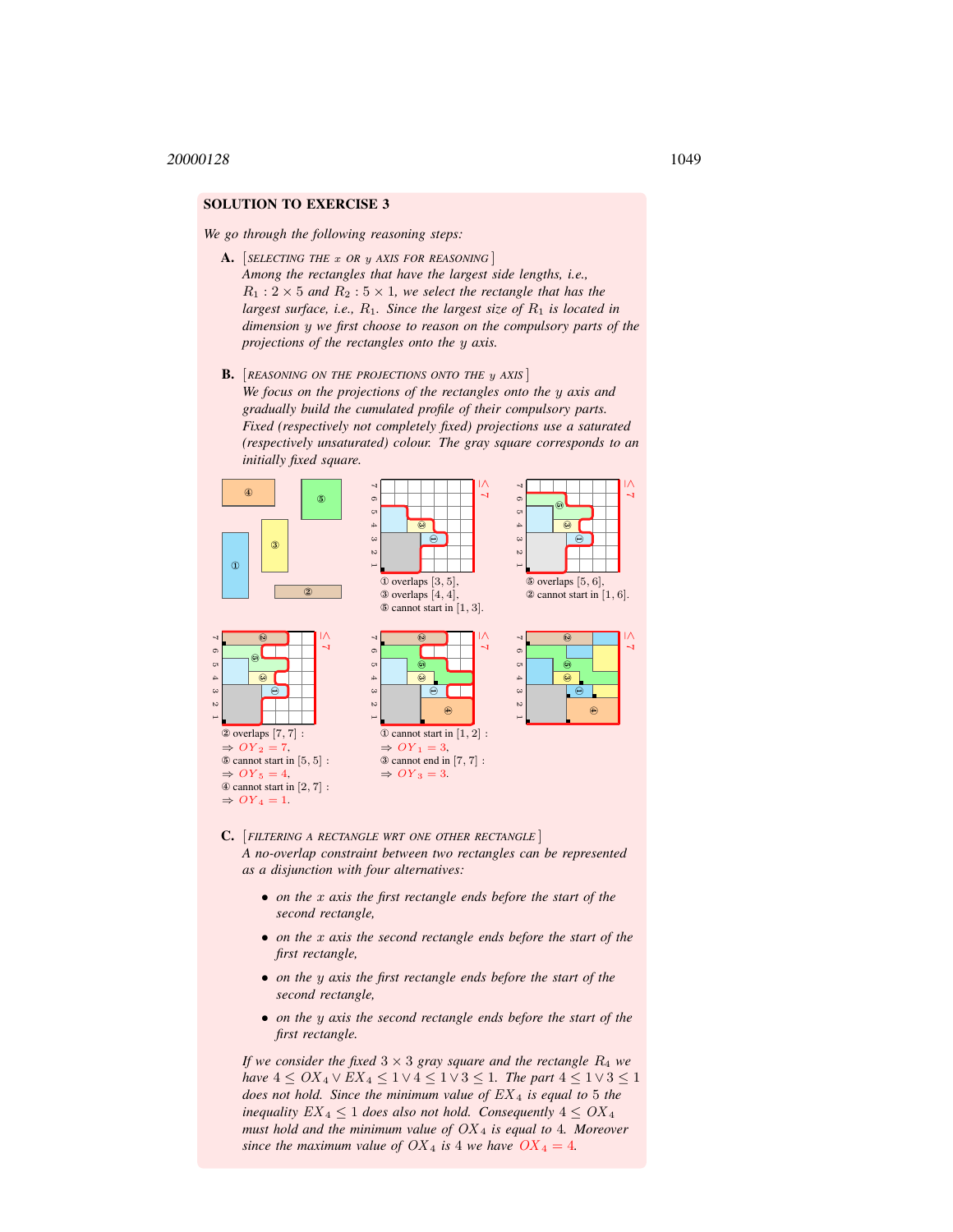## SOLUTION TO EXERCISE 3

*We go through the following reasoning steps:*

**A.** [SELECTING THE $x$ OR $y$ AXIS FOR REASONING]
*Among the rectangles that have the largest side lengths, i.e., $R_1 : 2 \times 5$ and $R_2 : 5 \times 1$, we select the rectangle that has the largest surface, i.e., $R_1$. Since the largest size of $R_1$ is located in dimension $y$ we first choose to reason on the compulsory parts of the projections of the rectangles onto the $y$ axis.*

**B.** [REASONING ON THE PROJECTIONS ONTO THE $y$ AXIS]
*We focus on the projections of the rectangles onto the $y$ axis and gradually build the cumulated profile of their compulsory parts. Fixed (respectively not completely fixed) projections use a saturated (respectively unsaturated) colour. The gray square corresponds to an initially fixed square.*

① overlaps $[3, 5]$,
③ overlaps $[4, 4]$,
⑤ cannot start in $[1, 3]$.

⑤ overlaps $[5, 6]$,
② cannot start in $[1, 6]$.

② overlaps $[7, 7]$ :
$\Rightarrow OY_2 = 7$,
⑤ cannot start in $[5, 5]$ :
$\Rightarrow OY_5 = 4$,
④ cannot start in $[2, 7]$ :
$\Rightarrow OY_4 = 1$.

① cannot start in $[1, 2]$ :
$\Rightarrow OY_1 = 3$,
③ cannot end in $[7, 7]$ :
$\Rightarrow OY_3 = 3$.

**C.** [FILTERING A RECTANGLE WRT ONE OTHER RECTANGLE]
*A no-overlap constraint between two rectangles can be represented as a disjunction with four alternatives:*

- *on the $x$ axis the first rectangle ends before the start of the second rectangle,*
- *on the $x$ axis the second rectangle ends before the start of the first rectangle,*
- *on the $y$ axis the first rectangle ends before the start of the second rectangle,*
- *on the $y$ axis the second rectangle ends before the start of the first rectangle.*

*If we consider the fixed $3 \times 3$ gray square and the rectangle $R_4$ we have $4 \leq OX_4 \vee EX_4 \leq 1 \vee 4 \leq 1 \vee 3 \leq 1$. The part $4 \leq 1 \vee 3 \leq 1$ does not hold. Since the minimum value of $EX_4$ is equal to 5 the inequality $EX_4 \leq 1$ does also not hold. Consequently $4 \leq OX_4$ must hold and the minimum value of $OX_4$ is equal to 4. Moreover since the maximum value of $OX_4$ is 4 we have $OX_4 = 4$.*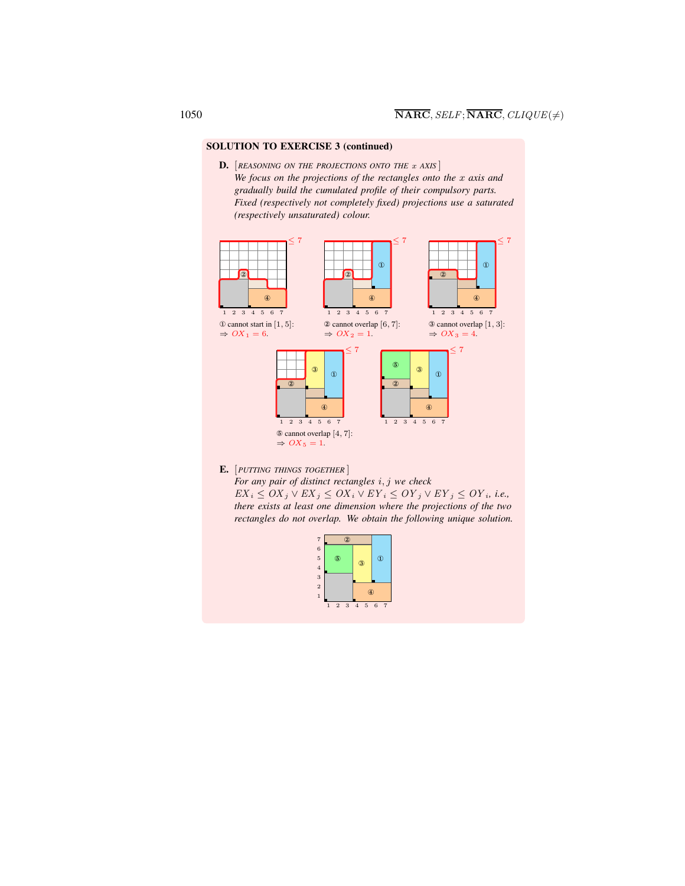## SOLUTION TO EXERCISE 3 (continued)

**D.** [*REASONING ON THE PROJECTIONS ONTO THE $x$ AXIS*]
*We focus on the projections of the rectangles onto the $x$ axis and gradually build the cumulated profile of their compulsory parts. Fixed (respectively not completely fixed) projections use a saturated (respectively unsaturated) colour.*

① cannot start in $[1,5]$:
$\Rightarrow OX_1 = 6$.

② cannot overlap $[6,7]$:
$\Rightarrow OX_2 = 1$.

③ cannot overlap $[1,3]$:
$\Rightarrow OX_3 = 4$.

⑤ cannot overlap $[4,7]$:
$\Rightarrow OX_5 = 1$.

**E.** [*PUTTING THINGS TOGETHER*]
*For any pair of distinct rectangles $i, j$ we check $EX_i \leq OX_j \vee EX_j \leq OX_i \vee EY_i \leq OY_j \vee EY_j \leq OY_i$, i.e., there exists at least one dimension where the projections of the two rectangles do not overlap. We obtain the following unique solution.*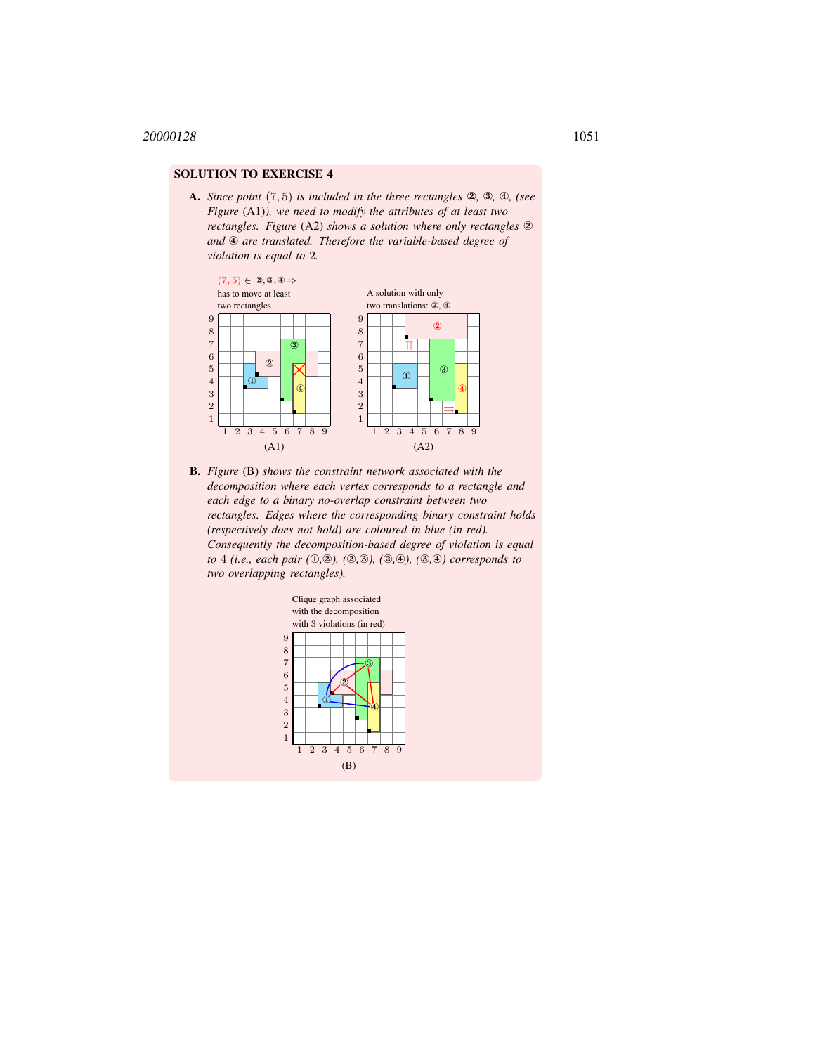## SOLUTION TO EXERCISE 4

**A.** *Since point $(7, 5)$ is included in the three rectangles ②, ③, ④, (see Figure* (A1)*), we need to modify the attributes of at least two rectangles. Figure* (A2) *shows a solution where only rectangles ② and ④ are translated. Therefore the variable-based degree of violation is equal to* 2*.*

$(7, 5) \in$ ②,③,④ ⇒ has to move at least two rectangles

A solution with only two translations: ②, ④

(A1)

(A2)

**B.** *Figure* (B) *shows the constraint network associated with the decomposition where each vertex corresponds to a rectangle and each edge to a binary no-overlap constraint between two rectangles. Edges where the corresponding binary constraint holds (respectively does not hold) are coloured in blue (in red). Consequently the decomposition-based degree of violation is equal to* 4 *(i.e., each pair (①,②), (②,③), (②,④), (③,④) corresponds to two overlapping rectangles).*

Clique graph associated with the decomposition with 3 violations (in red)

(B)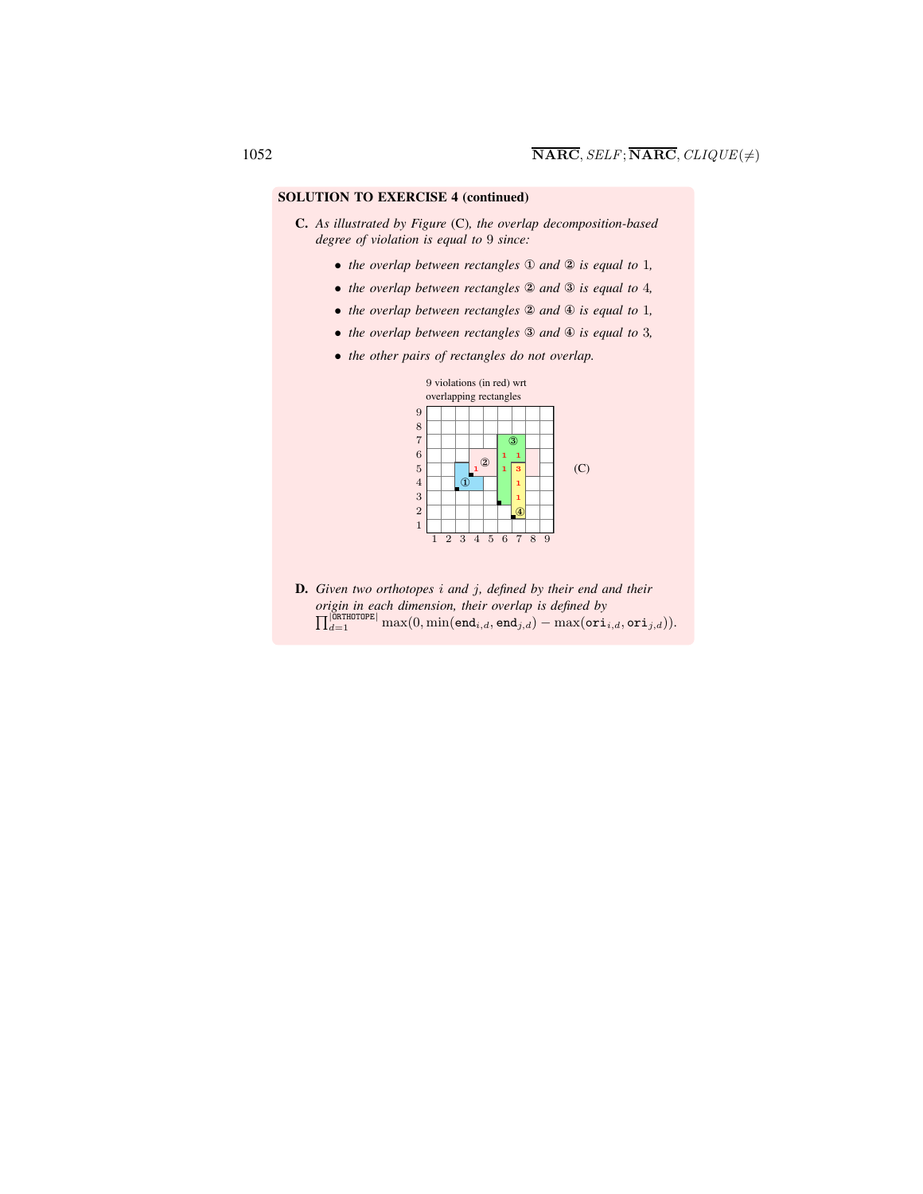**SOLUTION TO EXERCISE 4 (continued)**

**C.** *As illustrated by Figure* (**C**)*, the overlap decomposition-based degree of violation is equal to* 9 *since:*

- *the overlap between rectangles* ① *and* ② *is equal to* 1*,*
- *the overlap between rectangles* ② *and* ③ *is equal to* 4*,*
- *the overlap between rectangles* ② *and* ④ *is equal to* 1*,*
- *the overlap between rectangles* ③ *and* ④ *is equal to* 3*,*
- *the other pairs of rectangles do not overlap.*

9 violations (in red) wrt overlapping rectangles

(C)

**D.** *Given two orthotopes* $i$ *and* $j$*, defined by their end and their origin in each dimension, their overlap is defined by* $\prod_{d=1}^{|\texttt{ORTHOTOPE}|} \max(0, \min(\texttt{end}_{i,d}, \texttt{end}_{j,d}) - \max(\texttt{ori}_{i,d}, \texttt{ori}_{j,d}))$.